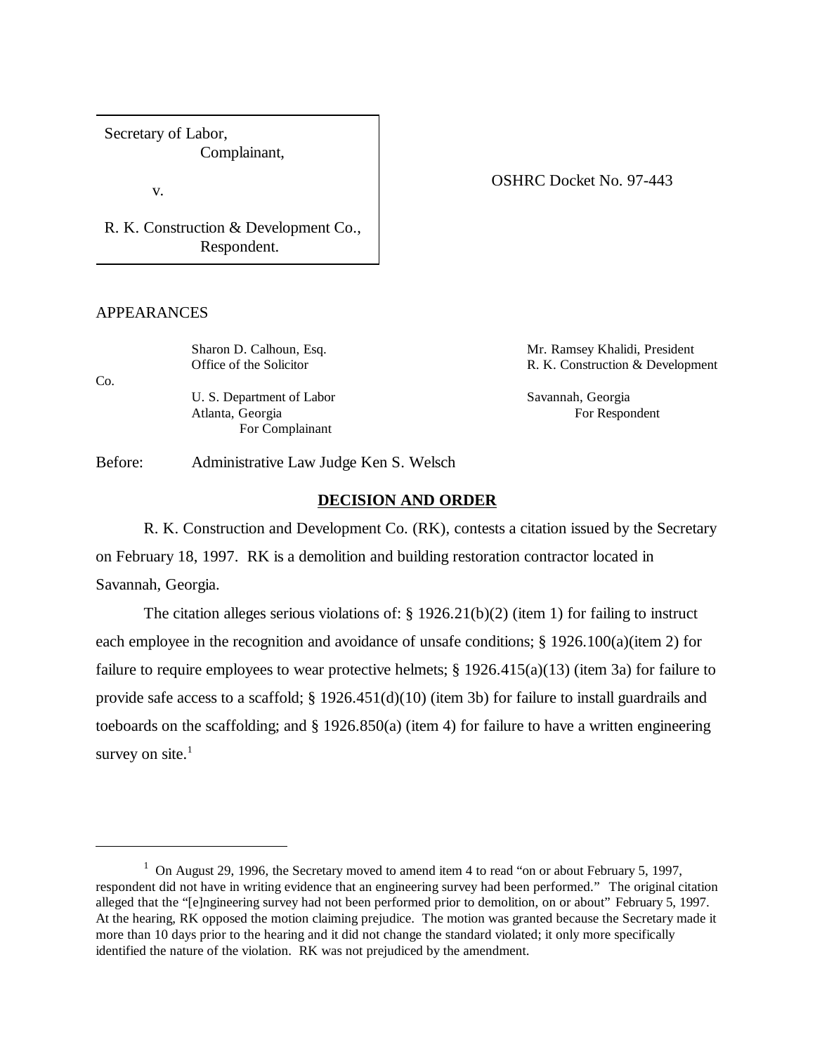Secretary of Labor,
Complainant,

v.

R. K. Construction & Development Co.,
Respondent.

OSHRC Docket No. 97-443

APPEARANCES

Sharon D. Calhoun, Esq.
Office of the Solicitor
U. S. Department of Labor
Atlanta, Georgia
For Complainant

Mr. Ramsey Khalidi, President
R. K. Construction & Development Co.
Savannah, Georgia
For Respondent

Before: Administrative Law Judge Ken S. Welsch

## DECISION AND ORDER

R. K. Construction and Development Co. (RK), contests a citation issued by the Secretary on February 18, 1997. RK is a demolition and building restoration contractor located in Savannah, Georgia.

The citation alleges serious violations of: § 1926.21(b)(2) (item 1) for failing to instruct each employee in the recognition and avoidance of unsafe conditions; § 1926.100(a)(item 2) for failure to require employees to wear protective helmets; § 1926.415(a)(13) (item 3a) for failure to provide safe access to a scaffold; § 1926.451(d)(10) (item 3b) for failure to install guardrails and toeboards on the scaffolding; and § 1926.850(a) (item 4) for failure to have a written engineering survey on site.[1]

---

[1] On August 29, 1996, the Secretary moved to amend item 4 to read "on or about February 5, 1997, respondent did not have in writing evidence that an engineering survey had been performed." The original citation alleged that the "[e]ngineering survey had not been performed prior to demolition, on or about" February 5, 1997. At the hearing, RK opposed the motion claiming prejudice. The motion was granted because the Secretary made it more than 10 days prior to the hearing and it did not change the standard violated; it only more specifically identified the nature of the violation. RK was not prejudiced by the amendment.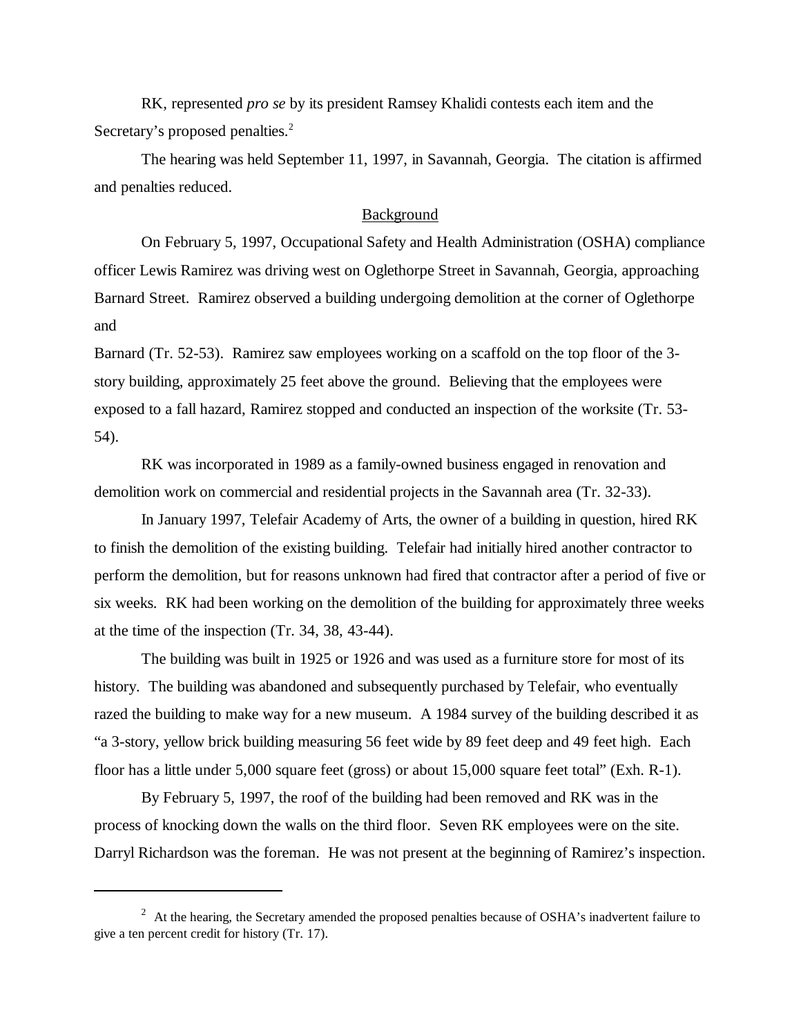RK, represented *pro se* by its president Ramsey Khalidi contests each item and the Secretary's proposed penalties.[2]

The hearing was held September 11, 1997, in Savannah, Georgia. The citation is affirmed and penalties reduced.

## Background

On February 5, 1997, Occupational Safety and Health Administration (OSHA) compliance officer Lewis Ramirez was driving west on Oglethorpe Street in Savannah, Georgia, approaching Barnard Street. Ramirez observed a building undergoing demolition at the corner of Oglethorpe and Barnard (Tr. 52-53). Ramirez saw employees working on a scaffold on the top floor of the 3-story building, approximately 25 feet above the ground. Believing that the employees were exposed to a fall hazard, Ramirez stopped and conducted an inspection of the worksite (Tr. 53-54).

RK was incorporated in 1989 as a family-owned business engaged in renovation and demolition work on commercial and residential projects in the Savannah area (Tr. 32-33).

In January 1997, Telefair Academy of Arts, the owner of a building in question, hired RK to finish the demolition of the existing building. Telefair had initially hired another contractor to perform the demolition, but for reasons unknown had fired that contractor after a period of five or six weeks. RK had been working on the demolition of the building for approximately three weeks at the time of the inspection (Tr. 34, 38, 43-44).

The building was built in 1925 or 1926 and was used as a furniture store for most of its history. The building was abandoned and subsequently purchased by Telefair, who eventually razed the building to make way for a new museum. A 1984 survey of the building described it as "a 3-story, yellow brick building measuring 56 feet wide by 89 feet deep and 49 feet high. Each floor has a little under 5,000 square feet (gross) or about 15,000 square feet total" (Exh. R-1).

By February 5, 1997, the roof of the building had been removed and RK was in the process of knocking down the walls on the third floor. Seven RK employees were on the site. Darryl Richardson was the foreman. He was not present at the beginning of Ramirez's inspection.

---

[2] At the hearing, the Secretary amended the proposed penalties because of OSHA's inadvertent failure to give a ten percent credit for history (Tr. 17).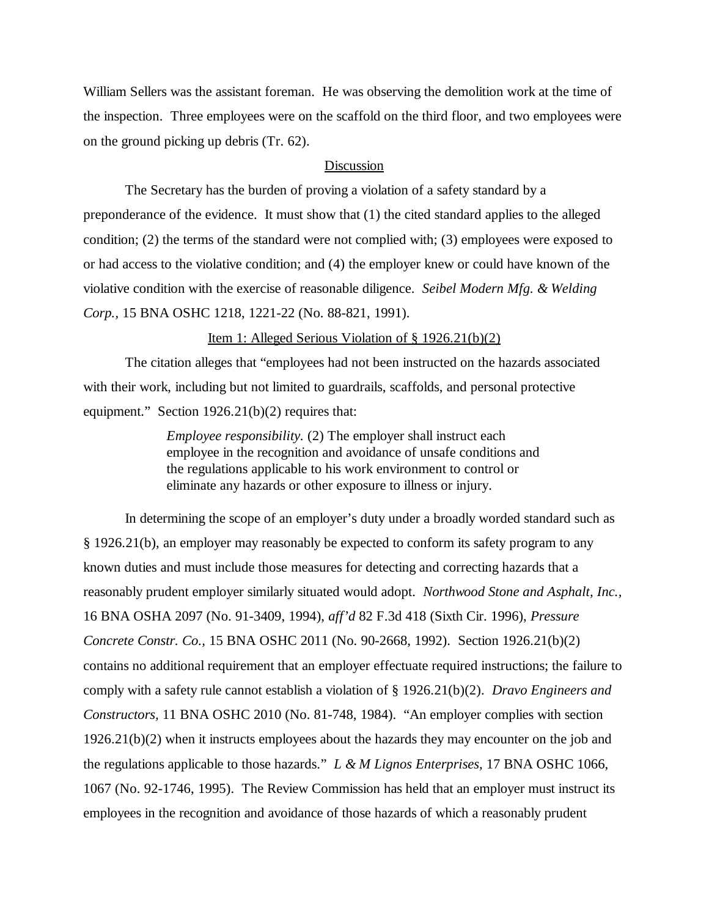William Sellers was the assistant foreman. He was observing the demolition work at the time of the inspection. Three employees were on the scaffold on the third floor, and two employees were on the ground picking up debris (Tr. 62).

## Discussion

The Secretary has the burden of proving a violation of a safety standard by a preponderance of the evidence. It must show that (1) the cited standard applies to the alleged condition; (2) the terms of the standard were not complied with; (3) employees were exposed to or had access to the violative condition; and (4) the employer knew or could have known of the violative condition with the exercise of reasonable diligence. *Seibel Modern Mfg. & Welding Corp.*, 15 BNA OSHC 1218, 1221-22 (No. 88-821, 1991).

### Item 1: Alleged Serious Violation of § 1926.21(b)(2)

The citation alleges that "employees had not been instructed on the hazards associated with their work, including but not limited to guardrails, scaffolds, and personal protective equipment." Section 1926.21(b)(2) requires that:

> *Employee responsibility.* (2) The employer shall instruct each employee in the recognition and avoidance of unsafe conditions and the regulations applicable to his work environment to control or eliminate any hazards or other exposure to illness or injury.

In determining the scope of an employer's duty under a broadly worded standard such as § 1926.21(b), an employer may reasonably be expected to conform its safety program to any known duties and must include those measures for detecting and correcting hazards that a reasonably prudent employer similarly situated would adopt. *Northwood Stone and Asphalt, Inc.*, 16 BNA OSHA 2097 (No. 91-3409, 1994), *aff'd* 82 F.3d 418 (Sixth Cir. 1996), *Pressure Concrete Constr. Co.*, 15 BNA OSHC 2011 (No. 90-2668, 1992). Section 1926.21(b)(2) contains no additional requirement that an employer effectuate required instructions; the failure to comply with a safety rule cannot establish a violation of § 1926.21(b)(2). *Dravo Engineers and Constructors*, 11 BNA OSHC 2010 (No. 81-748, 1984). "An employer complies with section 1926.21(b)(2) when it instructs employees about the hazards they may encounter on the job and the regulations applicable to those hazards." *L & M Lignos Enterprises*, 17 BNA OSHC 1066, 1067 (No. 92-1746, 1995). The Review Commission has held that an employer must instruct its employees in the recognition and avoidance of those hazards of which a reasonably prudent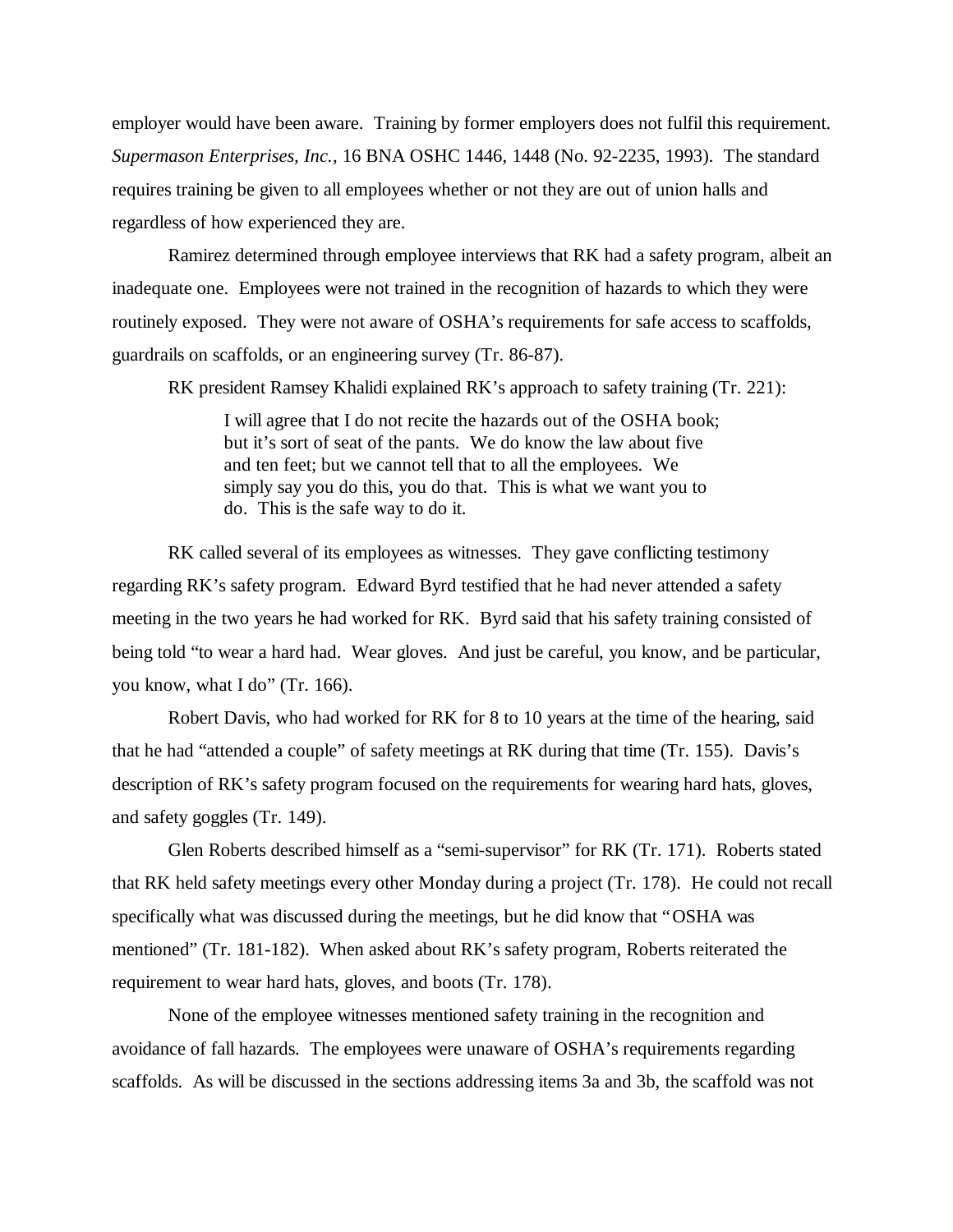employer would have been aware. Training by former employers does not fulfil this requirement. *Supermason Enterprises, Inc.,* 16 BNA OSHC 1446, 1448 (No. 92-2235, 1993). The standard requires training be given to all employees whether or not they are out of union halls and regardless of how experienced they are.

Ramirez determined through employee interviews that RK had a safety program, albeit an inadequate one. Employees were not trained in the recognition of hazards to which they were routinely exposed. They were not aware of OSHA's requirements for safe access to scaffolds, guardrails on scaffolds, or an engineering survey (Tr. 86-87).

RK president Ramsey Khalidi explained RK's approach to safety training (Tr. 221):

> I will agree that I do not recite the hazards out of the OSHA book; but it's sort of seat of the pants. We do know the law about five and ten feet; but we cannot tell that to all the employees. We simply say you do this, you do that. This is what we want you to do. This is the safe way to do it.

RK called several of its employees as witnesses. They gave conflicting testimony regarding RK's safety program. Edward Byrd testified that he had never attended a safety meeting in the two years he had worked for RK. Byrd said that his safety training consisted of being told "to wear a hard had. Wear gloves. And just be careful, you know, and be particular, you know, what I do" (Tr. 166).

Robert Davis, who had worked for RK for 8 to 10 years at the time of the hearing, said that he had "attended a couple" of safety meetings at RK during that time (Tr. 155). Davis's description of RK's safety program focused on the requirements for wearing hard hats, gloves, and safety goggles (Tr. 149).

Glen Roberts described himself as a "semi-supervisor" for RK (Tr. 171). Roberts stated that RK held safety meetings every other Monday during a project (Tr. 178). He could not recall specifically what was discussed during the meetings, but he did know that "OSHA was mentioned" (Tr. 181-182). When asked about RK's safety program, Roberts reiterated the requirement to wear hard hats, gloves, and boots (Tr. 178).

None of the employee witnesses mentioned safety training in the recognition and avoidance of fall hazards. The employees were unaware of OSHA's requirements regarding scaffolds. As will be discussed in the sections addressing items 3a and 3b, the scaffold was not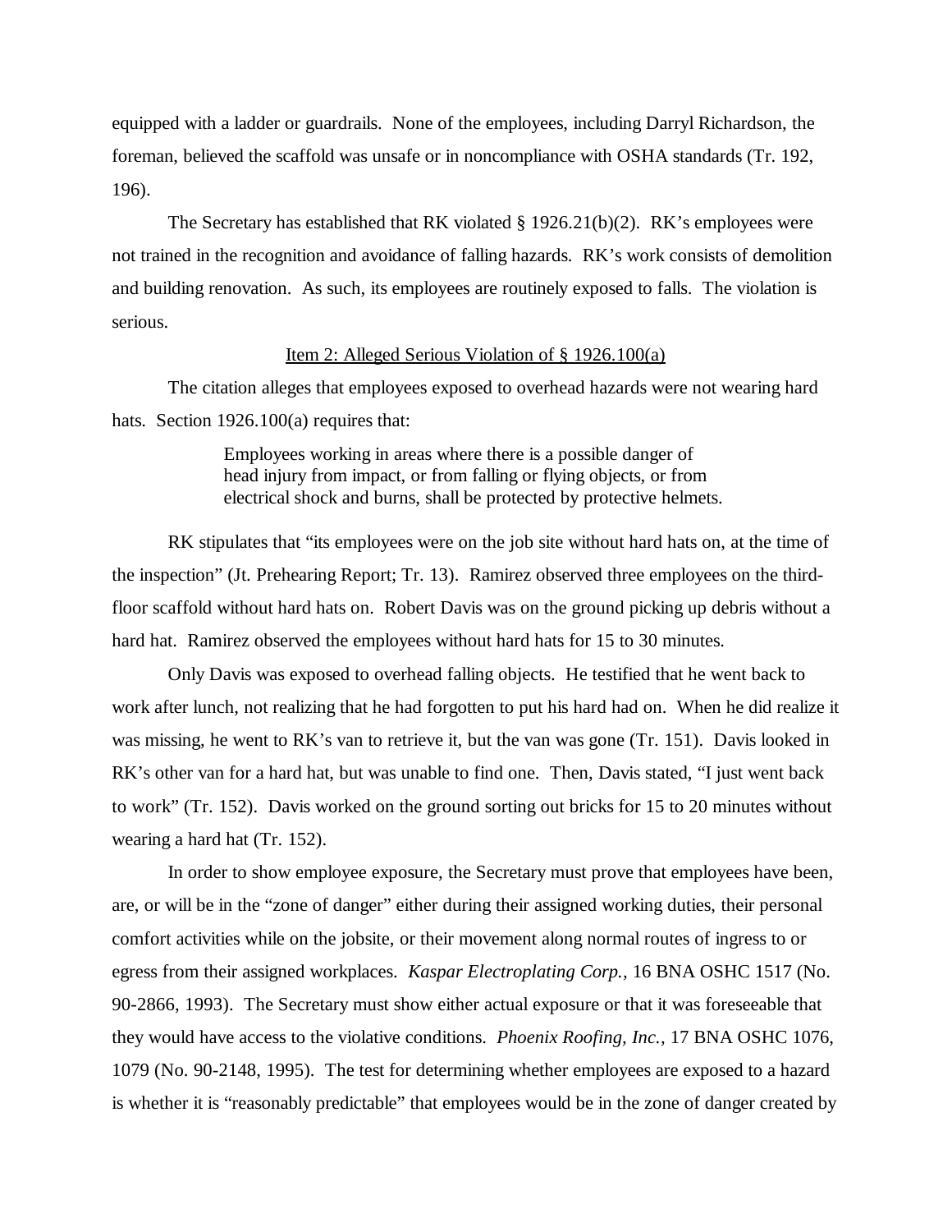equipped with a ladder or guardrails. None of the employees, including Darryl Richardson, the foreman, believed the scaffold was unsafe or in noncompliance with OSHA standards (Tr. 192, 196).

The Secretary has established that RK violated § 1926.21(b)(2). RK's employees were not trained in the recognition and avoidance of falling hazards. RK's work consists of demolition and building renovation. As such, its employees are routinely exposed to falls. The violation is serious.

<u>Item 2: Alleged Serious Violation of § 1926.100(a)</u>

The citation alleges that employees exposed to overhead hazards were not wearing hard hats. Section 1926.100(a) requires that:

> Employees working in areas where there is a possible danger of head injury from impact, or from falling or flying objects, or from electrical shock and burns, shall be protected by protective helmets.

RK stipulates that "its employees were on the job site without hard hats on, at the time of the inspection" (Jt. Prehearing Report; Tr. 13). Ramirez observed three employees on the third-floor scaffold without hard hats on. Robert Davis was on the ground picking up debris without a hard hat. Ramirez observed the employees without hard hats for 15 to 30 minutes.

Only Davis was exposed to overhead falling objects. He testified that he went back to work after lunch, not realizing that he had forgotten to put his hard had on. When he did realize it was missing, he went to RK's van to retrieve it, but the van was gone (Tr. 151). Davis looked in RK's other van for a hard hat, but was unable to find one. Then, Davis stated, "I just went back to work" (Tr. 152). Davis worked on the ground sorting out bricks for 15 to 20 minutes without wearing a hard hat (Tr. 152).

In order to show employee exposure, the Secretary must prove that employees have been, are, or will be in the "zone of danger" either during their assigned working duties, their personal comfort activities while on the jobsite, or their movement along normal routes of ingress to or egress from their assigned workplaces. *Kaspar Electroplating Corp.,* 16 BNA OSHC 1517 (No. 90-2866, 1993). The Secretary must show either actual exposure or that it was foreseeable that they would have access to the violative conditions. *Phoenix Roofing, Inc.,* 17 BNA OSHC 1076, 1079 (No. 90-2148, 1995). The test for determining whether employees are exposed to a hazard is whether it is "reasonably predictable" that employees would be in the zone of danger created by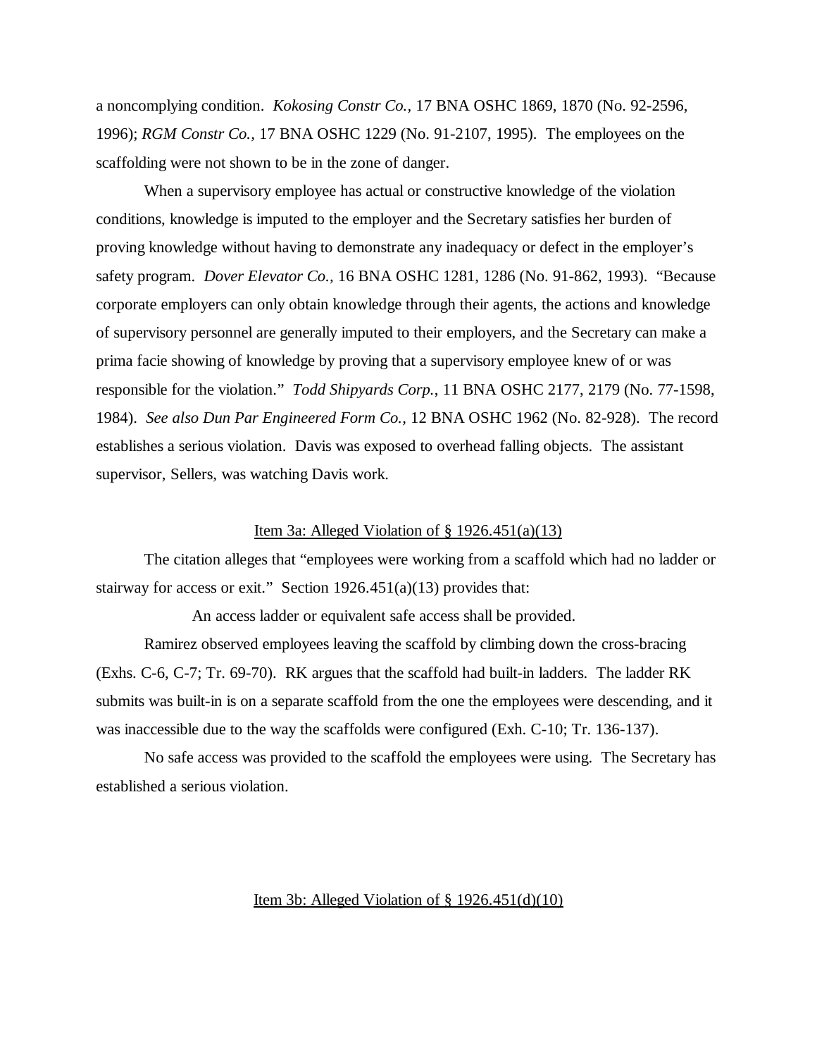a noncomplying condition. *Kokosing Constr Co.*, 17 BNA OSHC 1869, 1870 (No. 92-2596, 1996); *RGM Constr Co.*, 17 BNA OSHC 1229 (No. 91-2107, 1995). The employees on the scaffolding were not shown to be in the zone of danger.

When a supervisory employee has actual or constructive knowledge of the violation conditions, knowledge is imputed to the employer and the Secretary satisfies her burden of proving knowledge without having to demonstrate any inadequacy or defect in the employer's safety program. *Dover Elevator Co.*, 16 BNA OSHC 1281, 1286 (No. 91-862, 1993). "Because corporate employers can only obtain knowledge through their agents, the actions and knowledge of supervisory personnel are generally imputed to their employers, and the Secretary can make a prima facie showing of knowledge by proving that a supervisory employee knew of or was responsible for the violation." *Todd Shipyards Corp.*, 11 BNA OSHC 2177, 2179 (No. 77-1598, 1984). *See also Dun Par Engineered Form Co.*, 12 BNA OSHC 1962 (No. 82-928). The record establishes a serious violation. Davis was exposed to overhead falling objects. The assistant supervisor, Sellers, was watching Davis work.

## Item 3a: Alleged Violation of § 1926.451(a)(13)

The citation alleges that "employees were working from a scaffold which had no ladder or stairway for access or exit." Section 1926.451(a)(13) provides that:

> An access ladder or equivalent safe access shall be provided.

Ramirez observed employees leaving the scaffold by climbing down the cross-bracing (Exhs. C-6, C-7; Tr. 69-70). RK argues that the scaffold had built-in ladders. The ladder RK submits was built-in is on a separate scaffold from the one the employees were descending, and it was inaccessible due to the way the scaffolds were configured (Exh. C-10; Tr. 136-137).

No safe access was provided to the scaffold the employees were using. The Secretary has established a serious violation.

## Item 3b: Alleged Violation of § 1926.451(d)(10)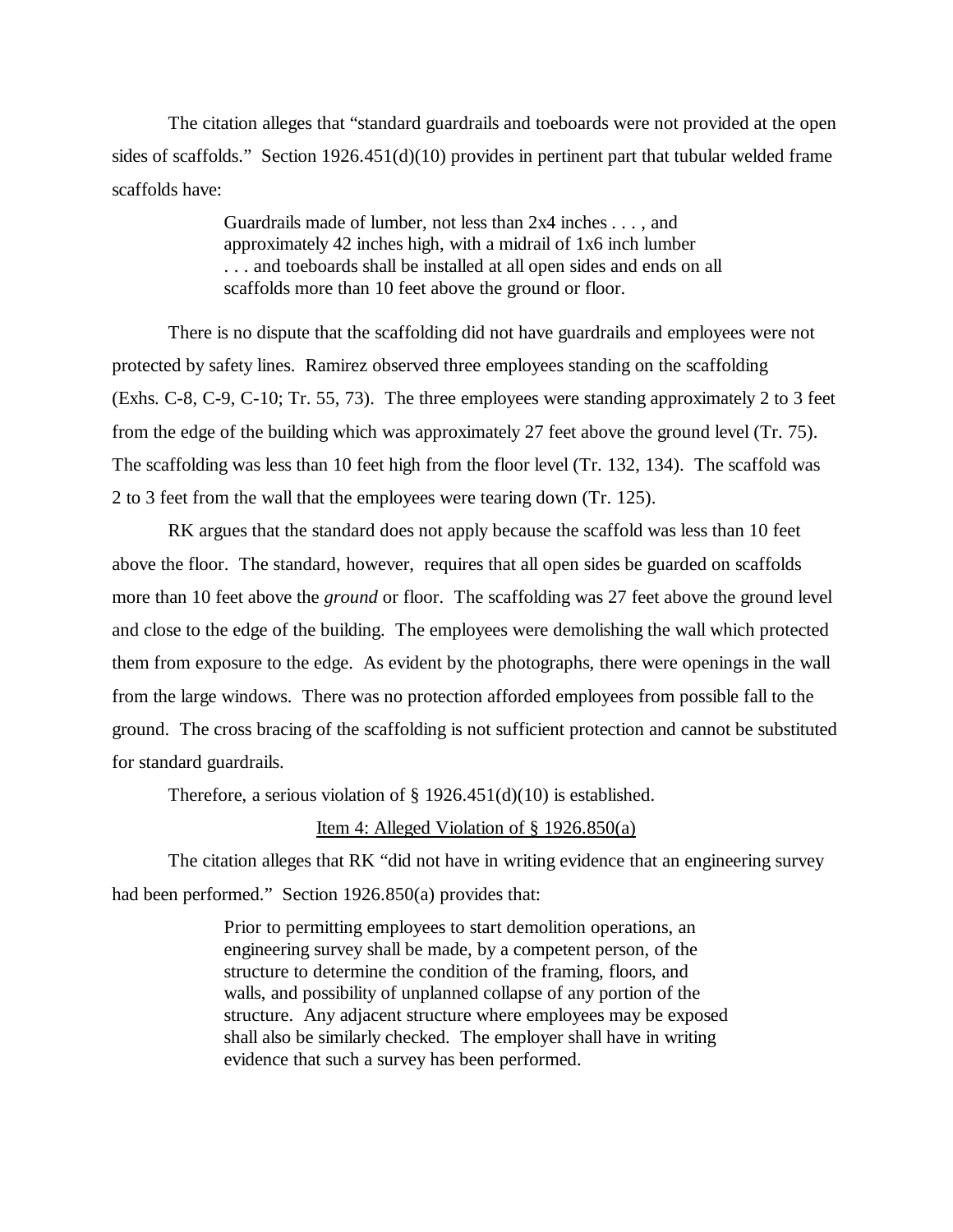The citation alleges that "standard guardrails and toeboards were not provided at the open sides of scaffolds." Section 1926.451(d)(10) provides in pertinent part that tubular welded frame scaffolds have:

> Guardrails made of lumber, not less than 2x4 inches . . . , and approximately 42 inches high, with a midrail of 1x6 inch lumber . . . and toeboards shall be installed at all open sides and ends on all scaffolds more than 10 feet above the ground or floor.

There is no dispute that the scaffolding did not have guardrails and employees were not protected by safety lines. Ramirez observed three employees standing on the scaffolding (Exhs. C-8, C-9, C-10; Tr. 55, 73). The three employees were standing approximately 2 to 3 feet from the edge of the building which was approximately 27 feet above the ground level (Tr. 75). The scaffolding was less than 10 feet high from the floor level (Tr. 132, 134). The scaffold was 2 to 3 feet from the wall that the employees were tearing down (Tr. 125).

RK argues that the standard does not apply because the scaffold was less than 10 feet above the floor. The standard, however, requires that all open sides be guarded on scaffolds more than 10 feet above the *ground* or floor. The scaffolding was 27 feet above the ground level and close to the edge of the building. The employees were demolishing the wall which protected them from exposure to the edge. As evident by the photographs, there were openings in the wall from the large windows. There was no protection afforded employees from possible fall to the ground. The cross bracing of the scaffolding is not sufficient protection and cannot be substituted for standard guardrails.

Therefore, a serious violation of § 1926.451(d)(10) is established.

<u>Item 4: Alleged Violation of § 1926.850(a)</u>

The citation alleges that RK "did not have in writing evidence that an engineering survey had been performed." Section 1926.850(a) provides that:

> Prior to permitting employees to start demolition operations, an engineering survey shall be made, by a competent person, of the structure to determine the condition of the framing, floors, and walls, and possibility of unplanned collapse of any portion of the structure. Any adjacent structure where employees may be exposed shall also be similarly checked. The employer shall have in writing evidence that such a survey has been performed.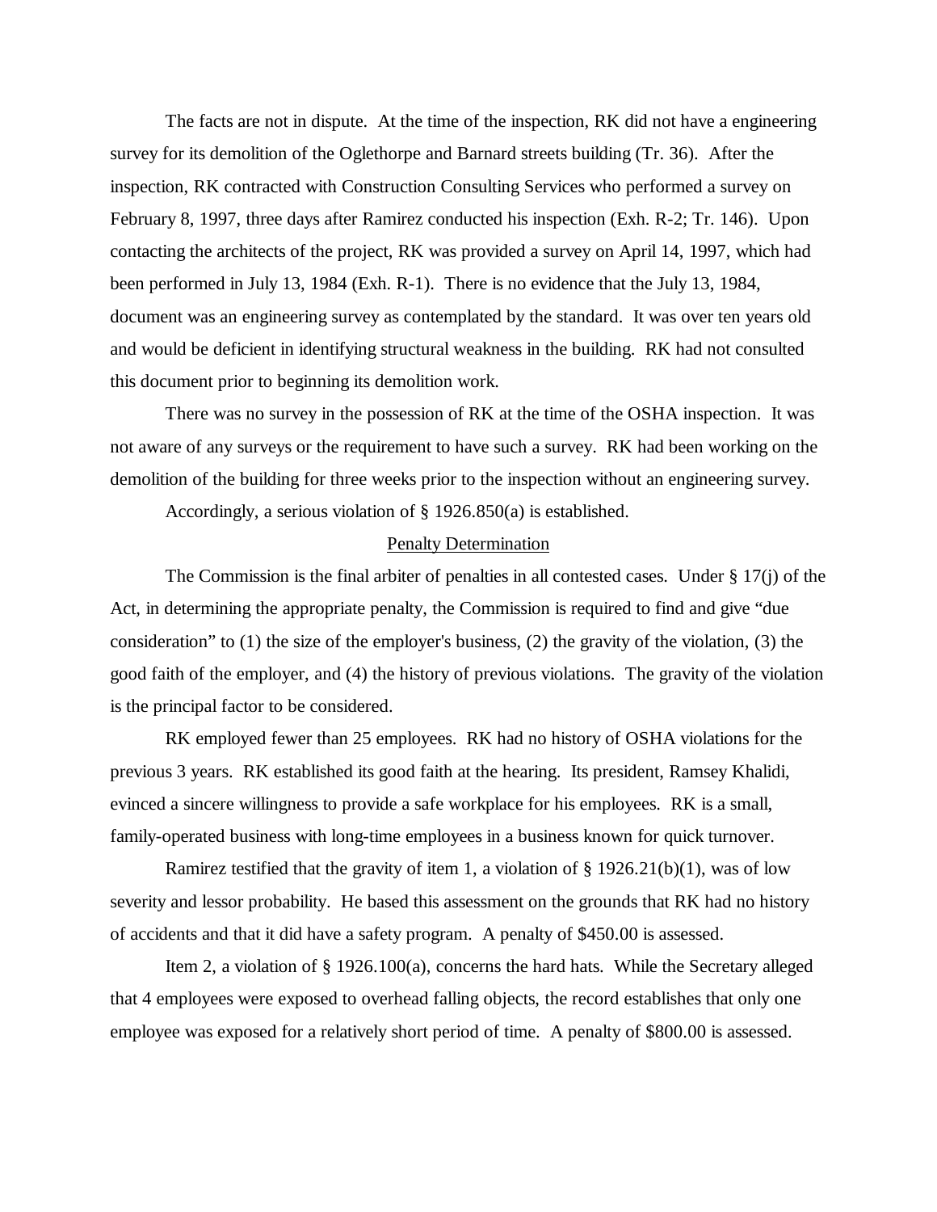The facts are not in dispute. At the time of the inspection, RK did not have a engineering survey for its demolition of the Oglethorpe and Barnard streets building (Tr. 36). After the inspection, RK contracted with Construction Consulting Services who performed a survey on February 8, 1997, three days after Ramirez conducted his inspection (Exh. R-2; Tr. 146). Upon contacting the architects of the project, RK was provided a survey on April 14, 1997, which had been performed in July 13, 1984 (Exh. R-1). There is no evidence that the July 13, 1984, document was an engineering survey as contemplated by the standard. It was over ten years old and would be deficient in identifying structural weakness in the building. RK had not consulted this document prior to beginning its demolition work.

There was no survey in the possession of RK at the time of the OSHA inspection. It was not aware of any surveys or the requirement to have such a survey. RK had been working on the demolition of the building for three weeks prior to the inspection without an engineering survey.

Accordingly, a serious violation of § 1926.850(a) is established.

## Penalty Determination

The Commission is the final arbiter of penalties in all contested cases. Under § 17(j) of the Act, in determining the appropriate penalty, the Commission is required to find and give "due consideration" to (1) the size of the employer's business, (2) the gravity of the violation, (3) the good faith of the employer, and (4) the history of previous violations. The gravity of the violation is the principal factor to be considered.

RK employed fewer than 25 employees. RK had no history of OSHA violations for the previous 3 years. RK established its good faith at the hearing. Its president, Ramsey Khalidi, evinced a sincere willingness to provide a safe workplace for his employees. RK is a small, family-operated business with long-time employees in a business known for quick turnover.

Ramirez testified that the gravity of item 1, a violation of § 1926.21(b)(1), was of low severity and lessor probability. He based this assessment on the grounds that RK had no history of accidents and that it did have a safety program. A penalty of $450.00 is assessed.

Item 2, a violation of § 1926.100(a), concerns the hard hats. While the Secretary alleged that 4 employees were exposed to overhead falling objects, the record establishes that only one employee was exposed for a relatively short period of time. A penalty of $800.00 is assessed.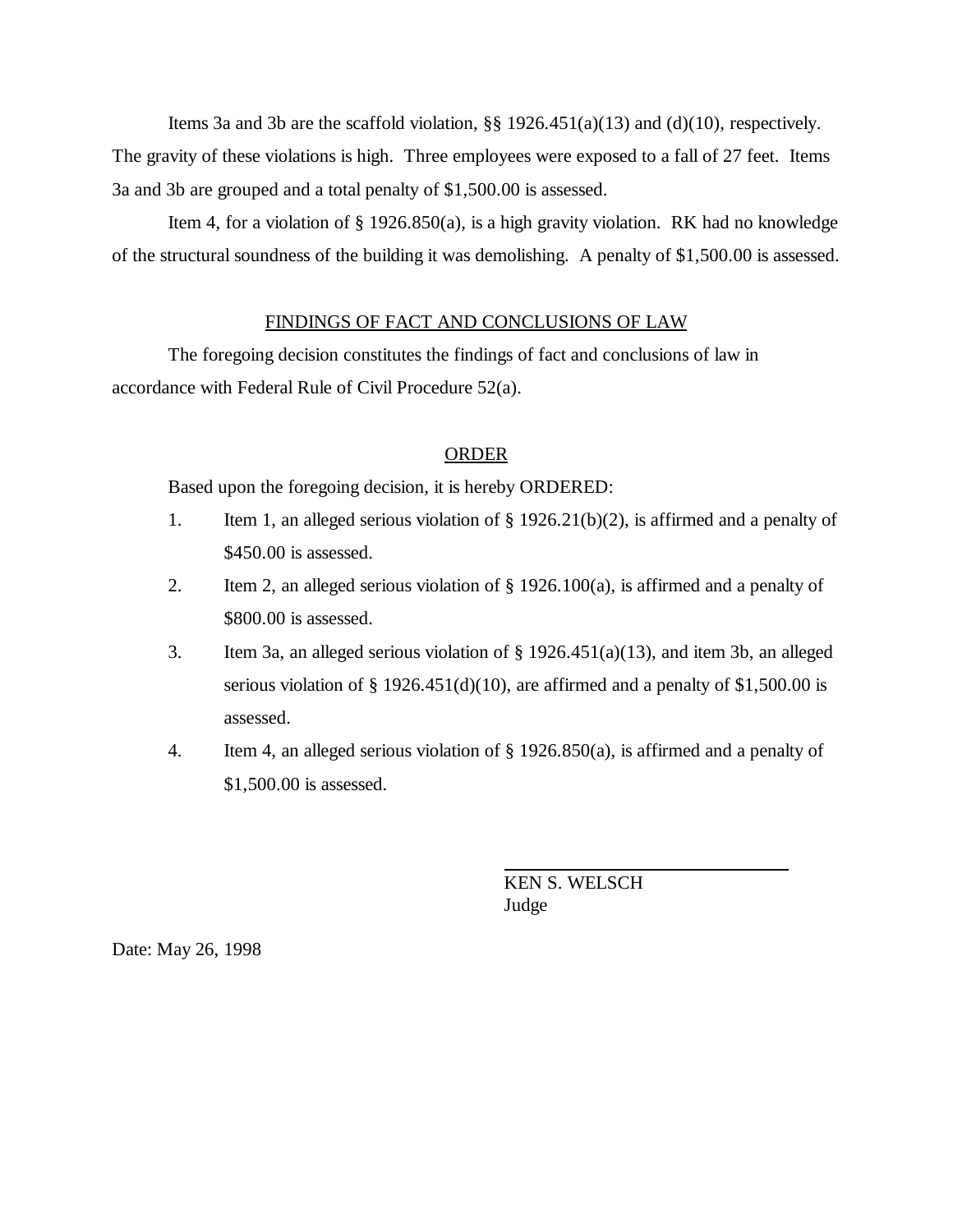Items 3a and 3b are the scaffold violation, §§ 1926.451(a)(13) and (d)(10), respectively. The gravity of these violations is high. Three employees were exposed to a fall of 27 feet. Items 3a and 3b are grouped and a total penalty of $1,500.00 is assessed.

Item 4, for a violation of § 1926.850(a), is a high gravity violation. RK had no knowledge of the structural soundness of the building it was demolishing. A penalty of $1,500.00 is assessed.

## FINDINGS OF FACT AND CONCLUSIONS OF LAW

The foregoing decision constitutes the findings of fact and conclusions of law in accordance with Federal Rule of Civil Procedure 52(a).

## ORDER

Based upon the foregoing decision, it is hereby ORDERED:

1. Item 1, an alleged serious violation of § 1926.21(b)(2), is affirmed and a penalty of $450.00 is assessed.
2. Item 2, an alleged serious violation of § 1926.100(a), is affirmed and a penalty of $800.00 is assessed.
3. Item 3a, an alleged serious violation of § 1926.451(a)(13), and item 3b, an alleged serious violation of § 1926.451(d)(10), are affirmed and a penalty of $1,500.00 is assessed.
4. Item 4, an alleged serious violation of § 1926.850(a), is affirmed and a penalty of $1,500.00 is assessed.

KEN S. WELSCH
Judge

Date: May 26, 1998